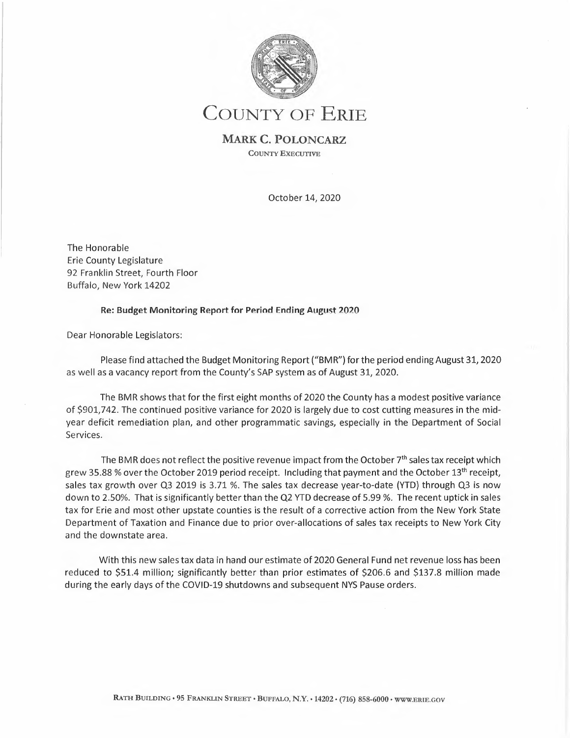# COUNTY OF ERIE

**MARK C. POLONCARZ**
COUNTY EXECUTIVE

October 14, 2020

The Honorable
Erie County Legislature
92 Franklin Street, Fourth Floor
Buffalo, New York 14202

**Re: Budget Monitoring Report for Period Ending August 2020**

Dear Honorable Legislators:

Please find attached the Budget Monitoring Report ("BMR") for the period ending August 31, 2020 as well as a vacancy report from the County's SAP system as of August 31, 2020.

The BMR shows that for the first eight months of 2020 the County has a modest positive variance of $901,742. The continued positive variance for 2020 is largely due to cost cutting measures in the mid-year deficit remediation plan, and other programmatic savings, especially in the Department of Social Services.

The BMR does not reflect the positive revenue impact from the October 7th sales tax receipt which grew 35.88 % over the October 2019 period receipt. Including that payment and the October 13th receipt, sales tax growth over Q3 2019 is 3.71 %. The sales tax decrease year-to-date (YTD) through Q3 is now down to 2.50%. That is significantly better than the Q2 YTD decrease of 5.99 %. The recent uptick in sales tax for Erie and most other upstate counties is the result of a corrective action from the New York State Department of Taxation and Finance due to prior over-allocations of sales tax receipts to New York City and the downstate area.

With this new sales tax data in hand our estimate of 2020 General Fund net revenue loss has been reduced to $51.4 million; significantly better than prior estimates of $206.6 and $137.8 million made during the early days of the COVID-19 shutdowns and subsequent NYS Pause orders.

RATH BUILDING • 95 FRANKLIN STREET • BUFFALO, N.Y. • 14202 • (716) 858-6000 • WWW.ERIE.GOV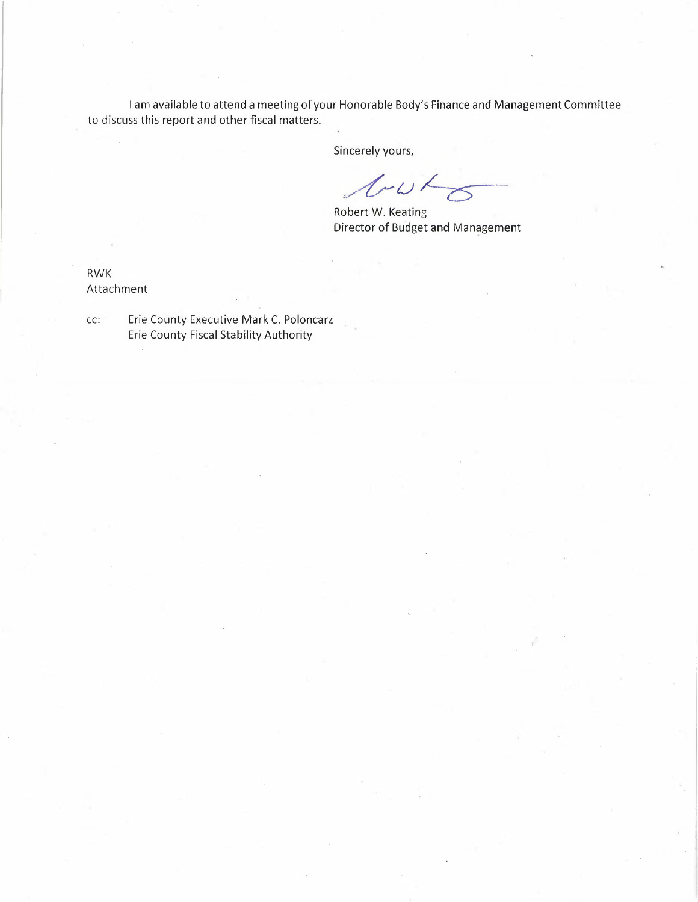I am available to attend a meeting of your Honorable Body's Finance and Management Committee to discuss this report and other fiscal matters.

Sincerely yours,

Robert W. Keating
Director of Budget and Management

RWK
Attachment

cc: Erie County Executive Mark C. Poloncarz
Erie County Fiscal Stability Authority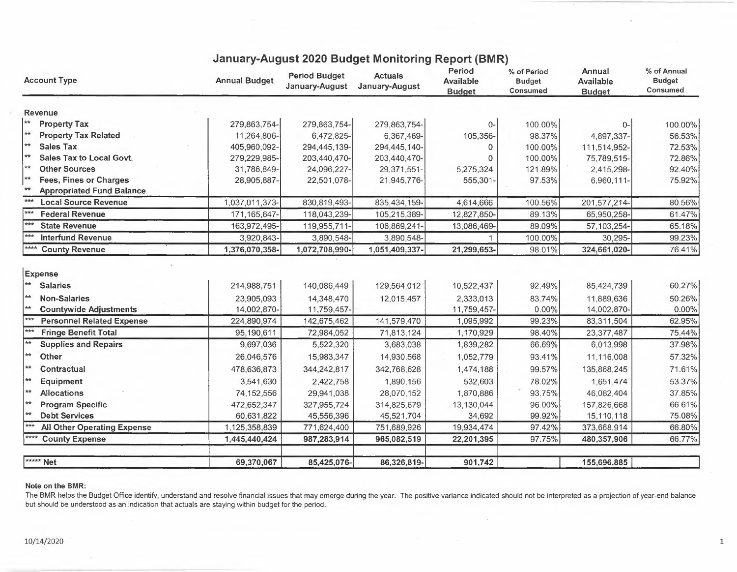# January-August 2020 Budget Monitoring Report (BMR)

| Account Type | Annual Budget | Period Budget January-August | Actuals January-August | Period Available Budget | % of Period Budget Consumed | Annual Available Budget | % of Annual Budget Consumed |
|---|---|---|---|---|---|---|---|
| **Revenue** | | | | | | | |
| ** **Property Tax** | 279,863,754- | 279,863,754- | 279,863,754- | 0- | 100.00% | 0- | 100.00% |
| ** **Property Tax Related** | 11,264,806- | 6,472,825- | 6,367,469- | 105,356- | 98.37% | 4,897,337- | 56.53% |
| ** **Sales Tax** | 405,960,092- | 294,445,139- | 294,445,140- | 0 | 100.00% | 111,514,952- | 72.53% |
| ** **Sales Tax to Local Govt.** | 279,229,985- | 203,440,470- | 203,440,470- | 0 | 100.00% | 75,789,515- | 72.86% |
| ** **Other Sources** | 31,786,849- | 24,096,227- | 29,371,551- | 5,275,324 | 121.89% | 2,415,298- | 92.40% |
| ** **Fees, Fines or Charges** | 28,905,887- | 22,501,078- | 21,945,776- | 555,301- | 97.53% | 6,960,111- | 75.92% |
| ** **Appropriated Fund Balance** | | | | | | | |
| *** **Local Source Revenue** | 1,037,011,373- | 830,819,493- | 835,434,159- | 4,614,666 | 100.56% | 201,577,214- | 80.56% |
| *** **Federal Revenue** | 171,165,647- | 118,043,239- | 105,215,389- | 12,827,850- | 89.13% | 65,950,258- | 61.47% |
| *** **State Revenue** | 163,972,495- | 119,955,711- | 106,869,241- | 13,086,469- | 89.09% | 57,103,254- | 65.18% |
| *** **Interfund Revenue** | 3,920,843- | 3,890,548- | 3,890,548- | 1 | 100.00% | 30,295- | 99.23% |
| **** **County Revenue** | **1,376,070,358-** | **1,072,708,990-** | **1,051,409,337-** | **21,299,653-** | 98.01% | **324,661,020-** | 76.41% |
| **Expense** | | | | | | | |
| ** **Salaries** | 214,988,751 | 140,086,449 | 129,564,012 | 10,522,437 | 92.49% | 85,424,739 | 60.27% |
| ** **Non-Salaries** | 23,905,093 | 14,348,470 | 12,015,457 | 2,333,013 | 83.74% | 11,889,636 | 50.26% |
| ** **Countywide Adjustments** | 14,002,870- | 11,759,457- | | 11,759,457- | 0.00% | 14,002,870- | 0.00% |
| *** **Personnel Related Expense** | 224,890,974 | 142,675,462 | 141,579,470 | 1,095,992 | 99.23% | 83,311,504 | 62.95% |
| *** **Fringe Benefit Total** | 95,190,611 | 72,984,052 | 71,813,124 | 1,170,929 | 98.40% | 23,377,487 | 75.44% |
| ** **Supplies and Repairs** | 9,697,036 | 5,522,320 | 3,683,038 | 1,839,282 | 66.69% | 6,013,998 | 37.98% |
| ** **Other** | 26,046,576 | 15,983,347 | 14,930,568 | 1,052,779 | 93.41% | 11,116,008 | 57.32% |
| ** **Contractual** | 478,636,873 | 344,242,817 | 342,768,628 | 1,474,188 | 99.57% | 135,868,245 | 71.61% |
| ** **Equipment** | 3,541,630 | 2,422,758 | 1,890,156 | 532,603 | 78.02% | 1,651,474 | 53.37% |
| ** **Allocations** | 74,152,556 | 29,941,038 | 28,070,152 | 1,870,886 | 93.75% | 46,082,404 | 37.85% |
| ** **Program Specific** | 472,652,347 | 327,955,724 | 314,825,679 | 13,130,044 | 96.00% | 157,826,668 | 66.61% |
| ** **Debt Services** | 60,631,822 | 45,556,396 | 45,521,704 | 34,692 | 99.92% | 15,110,118 | 75.08% |
| *** **All Other Operating Expense** | 1,125,358,839 | 771,624,400 | 751,689,926 | 19,934,474 | 97.42% | 373,668,914 | 66.80% |
| **** **County Expense** | **1,445,440,424** | **987,283,914** | **965,082,519** | **22,201,395** | 97.75% | **480,357,906** | 66.77% |
| ***** **Net** | **69,370,067** | **85,425,076-** | **86,326,819-** | **901,742** | | **155,696,885** | |

**Note on the BMR:**

The BMR helps the Budget Office identify, understand and resolve financial issues that may emerge during the year. The positive variance indicated should not be interpreted as a projection of year-end balance but should be understood as an indication that actuals are staying within budget for the period.

10/14/2020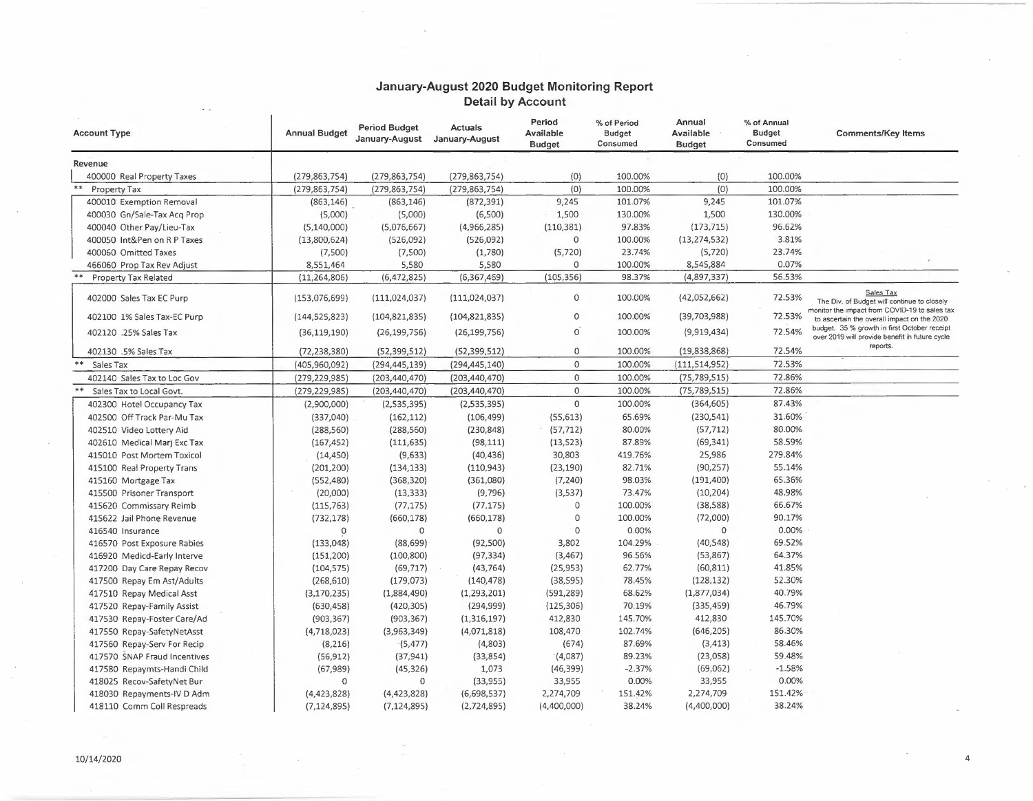# January-August 2020 Budget Monitoring Report
## Detail by Account

| Account Type | Annual Budget | Period Budget January-August | Actuals January-August | Period Available Budget | % of Period Budget Consumed | Annual Available Budget | % of Annual Budget Consumed | Comments/Key Items |
|---|---|---|---|---|---|---|---|---|
| **Revenue** | | | | | | | | |
| 400000 Real Property Taxes | (279,863,754) | (279,863,754) | (279,863,754) | (0) | 100.00% | (0) | 100.00% | |
| ** Property Tax | (279,863,754) | (279,863,754) | (279,863,754) | (0) | 100.00% | (0) | 100.00% | |
| 400010 Exemption Removal | (863,146) | (863,146) | (872,391) | 9,245 | 101.07% | 9,245 | 101.07% | |
| 400030 Gn/Sale-Tax Acq Prop | (5,000) | (5,000) | (6,500) | 1,500 | 130.00% | 1,500 | 130.00% | |
| 400040 Other Pay/Lieu-Tax | (5,140,000) | (5,076,667) | (4,966,285) | (110,381) | 97.83% | (173,715) | 96.62% | |
| 400050 Int&Pen on R P Taxes | (13,800,624) | (526,092) | (526,092) | 0 | 100.00% | (13,274,532) | 3.81% | |
| 400060 Omitted Taxes | (7,500) | (7,500) | (1,780) | (5,720) | 23.74% | (5,720) | 23.74% | |
| 466060 Prop Tax Rev Adjust | 8,551,464 | 5,580 | 5,580 | 0 | 100.00% | 8,545,884 | 0.07% | |
| ** Property Tax Related | (11,264,806) | (6,472,825) | (6,367,469) | (105,356) | 98.37% | (4,897,337) | 56.53% | |
| 402000 Sales Tax EC Purp | (153,076,699) | (111,024,037) | (111,024,037) | 0 | 100.00% | (42,052,662) | 72.53% | Sales Tax<br>The Div. of Budget will continue to closely monitor the impact from COVID-19 to sales tax to ascertain the overall impact on the 2020 budget. 35 % growth in first October receipt over 2019 will provide benefit in future cycle reports. |
| 402100 1% Sales Tax-EC Purp | (144,525,823) | (104,821,835) | (104,821,835) | 0 | 100.00% | (39,703,988) | 72.53% | |
| 402120 .25% Sales Tax | (36,119,190) | (26,199,756) | (26,199,756) | 0 | 100.00% | (9,919,434) | 72.54% | |
| 402130 .5% Sales Tax | (72,238,380) | (52,399,512) | (52,399,512) | 0 | 100.00% | (19,838,868) | 72.54% | |
| ** Sales Tax | (405,960,092) | (294,445,139) | (294,445,140) | 0 | 100.00% | (111,514,952) | 72.53% | |
| 402140 Sales Tax to Loc Gov | (279,229,985) | (203,440,470) | (203,440,470) | 0 | 100.00% | (75,789,515) | 72.86% | |
| ** Sales Tax to Local Govt. | (279,229,985) | (203,440,470) | (203,440,470) | 0 | 100.00% | (75,789,515) | 72.86% | |
| 402300 Hotel Occupancy Tax | (2,900,000) | (2,535,395) | (2,535,395) | 0 | 100.00% | (364,605) | 87.43% | |
| 402500 Off Track Par-Mu Tax | (337,040) | (162,112) | (106,499) | (55,613) | 65.69% | (230,541) | 31.60% | |
| 402510 Video Lottery Aid | (288,560) | (288,560) | (230,848) | (57,712) | 80.00% | (57,712) | 80.00% | |
| 402610 Medical Marj Exc Tax | (167,452) | (111,635) | (98,111) | (13,523) | 87.89% | (69,341) | 58.59% | |
| 415010 Post Mortem Toxicol | (14,450) | (9,633) | (40,436) | 30,803 | 419.76% | 25,986 | 279.84% | |
| 415100 Real Property Trans | (201,200) | (134,133) | (110,943) | (23,190) | 82.71% | (90,257) | 55.14% | |
| 415160 Mortgage Tax | (552,480) | (368,320) | (361,080) | (7,240) | 98.03% | (191,400) | 65.36% | |
| 415500 Prisoner Transport | (20,000) | (13,333) | (9,796) | (3,537) | 73.47% | (10,204) | 48.98% | |
| 415620 Commissary Reimb | (115,763) | (77,175) | (77,175) | 0 | 100.00% | (38,588) | 66.67% | |
| 415622 Jail Phone Revenue | (732,178) | (660,178) | (660,178) | 0 | 100.00% | (72,000) | 90.17% | |
| 416540 Insurance | 0 | 0 | 0 | 0 | 0.00% | 0 | 0.00% | |
| 416570 Post Exposure Rabies | (133,048) | (88,699) | (92,500) | 3,802 | 104.29% | (40,548) | 69.52% | |
| 416920 Medicd-Early Interve | (151,200) | (100,800) | (97,334) | (3,467) | 96.56% | (53,867) | 64.37% | |
| 417200 Day Care Repay Recov | (104,575) | (69,717) | (43,764) | (25,953) | 62.77% | (60,811) | 41.85% | |
| 417500 Repay Em Ast/Adults | (268,610) | (179,073) | (140,478) | (38,595) | 78.45% | (128,132) | 52.30% | |
| 417510 Repay Medical Asst | (3,170,235) | (1,884,490) | (1,293,201) | (591,289) | 68.62% | (1,877,034) | 40.79% | |
| 417520 Repay-Family Assist | (630,458) | (420,305) | (294,999) | (125,306) | 70.19% | (335,459) | 46.79% | |
| 417530 Repay-Foster Care/Ad | (903,367) | (903,367) | (1,316,197) | 412,830 | 145.70% | 412,830 | 145.70% | |
| 417550 Repay-SafetyNetAsst | (4,718,023) | (3,963,349) | (4,071,818) | 108,470 | 102.74% | (646,205) | 86.30% | |
| 417560 Repay-Serv For Recip | (8,216) | (5,477) | (4,803) | (674) | 87.69% | (3,413) | 58.46% | |
| 417570 SNAP Fraud Incentives | (56,912) | (37,941) | (33,854) | (4,087) | 89.23% | (23,058) | 59.48% | |
| 417580 Repaymts-Handi Child | (67,989) | (45,326) | 1,073 | (46,399) | -2.37% | (69,062) | -1.58% | |
| 418025 Recov-SafetyNet Bur | 0 | 0 | (33,955) | 33,955 | 0.00% | 33,955 | 0.00% | |
| 418030 Repayments-IV D Adm | (4,423,828) | (4,423,828) | (6,698,537) | 2,274,709 | 151.42% | 2,274,709 | 151.42% | |
| 418110 Comm Coll Respreads | (7,124,895) | (7,124,895) | (2,724,895) | (4,400,000) | 38.24% | (4,400,000) | 38.24% | |

10/14/2020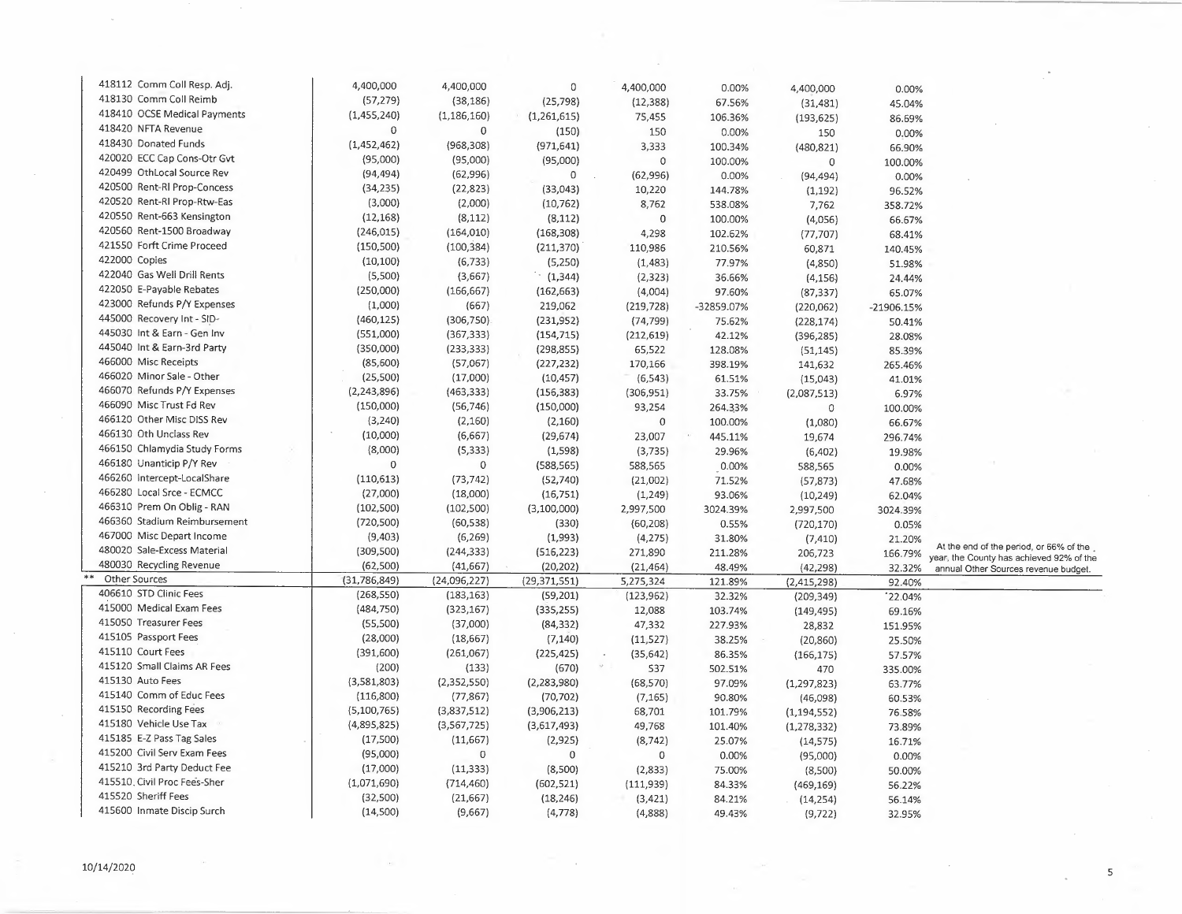| Account | Description | Col 1 | Col 2 | Col 3 | Col 4 | Col 5 | Col 6 | Col 7 | |
|---|---|---|---|---|---|---|---|---|---|
| 418112 | Comm Coll Resp. Adj. | 4,400,000 | 4,400,000 | 0 | 4,400,000 | 0.00% | 4,400,000 | 0.00% | |
| 418130 | Comm Coll Reimb | (57,279) | (38,186) | (25,798) | (12,388) | 67.56% | (31,481) | 45.04% | |
| 418410 | OCSE Medical Payments | (1,455,240) | (1,186,160) | (1,261,615) | 75,455 | 106.36% | (193,625) | 86.69% | |
| 418420 | NFTA Revenue | 0 | 0 | (150) | 150 | 0.00% | 150 | 0.00% | |
| 418430 | Donated Funds | (1,452,462) | (968,308) | (971,641) | 3,333 | 100.34% | (480,821) | 66.90% | |
| 420020 | ECC Cap Cons-Otr Gvt | (95,000) | (95,000) | (95,000) | 0 | 100.00% | 0 | 100.00% | |
| 420499 | OthLocal Source Rev | (94,494) | (62,996) | 0 | (62,996) | 0.00% | (94,494) | 0.00% | |
| 420500 | Rent-Rl Prop-Concess | (34,235) | (22,823) | (33,043) | 10,220 | 144.78% | (1,192) | 96.52% | |
| 420520 | Rent-Rl Prop-Rtw-Eas | (3,000) | (2,000) | (10,762) | 8,762 | 538.08% | 7,762 | 358.72% | |
| 420550 | Rent-663 Kensington | (12,168) | (8,112) | (8,112) | 0 | 100.00% | (4,056) | 66.67% | |
| 420560 | Rent-1500 Broadway | (246,015) | (164,010) | (168,308) | 4,298 | 102.62% | (77,707) | 68.41% | |
| 421550 | Forft Crime Proceed | (150,500) | (100,384) | (211,370) | 110,986 | 210.56% | 60,871 | 140.45% | |
| 422000 | Copies | (10,100) | (6,733) | (5,250) | (1,483) | 77.97% | (4,850) | 51.98% | |
| 422040 | Gas Well Drill Rents | (5,500) | (3,667) | (1,344) | (2,323) | 36.66% | (4,156) | 24.44% | |
| 422050 | E-Payable Rebates | (250,000) | (166,667) | (162,663) | (4,004) | 97.60% | (87,337) | 65.07% | |
| 423000 | Refunds P/Y Expenses | (1,000) | (667) | 219,062 | (219,728) | -32859.07% | (220,062) | -21906.15% | |
| 445000 | Recovery Int - SID- | (460,125) | (306,750) | (231,952) | (74,799) | 75.62% | (228,174) | 50.41% | |
| 445030 | Int & Earn - Gen Inv | (551,000) | (367,333) | (154,715) | (212,619) | 42.12% | (396,285) | 28.08% | |
| 445040 | Int & Earn-3rd Party | (350,000) | (233,333) | (298,855) | 65,522 | 128.08% | (51,145) | 85.39% | |
| 466000 | Misc Receipts | (85,600) | (57,067) | (227,232) | 170,166 | 398.19% | 141,632 | 265.46% | |
| 466020 | Minor Sale - Other | (25,500) | (17,000) | (10,457) | (6,543) | 61.51% | (15,043) | 41.01% | |
| 466070 | Refunds P/Y Expenses | (2,243,896) | (463,333) | (156,383) | (306,951) | 33.75% | (2,087,513) | 6.97% | |
| 466090 | Misc Trust Fd Rev | (150,000) | (56,746) | (150,000) | 93,254 | 264.33% | 0 | 100.00% | |
| 466120 | Other Misc DISS Rev | (3,240) | (2,160) | (2,160) | 0 | 100.00% | (1,080) | 66.67% | |
| 466130 | Oth Unclass Rev | (10,000) | (6,667) | (29,674) | 23,007 | 445.11% | 19,674 | 296.74% | |
| 466150 | Chlamydia Study Forms | (8,000) | (5,333) | (1,598) | (3,735) | 29.96% | (6,402) | 19.98% | |
| 466180 | Unanticip P/Y Rev | 0 | 0 | (588,565) | 588,565 | 0.00% | 588,565 | 0.00% | |
| 466260 | Intercept-LocalShare | (110,613) | (73,742) | (52,740) | (21,002) | 71.52% | (57,873) | 47.68% | |
| 466280 | Local Srce - ECMCC | (27,000) | (18,000) | (16,751) | (1,249) | 93.06% | (10,249) | 62.04% | |
| 466310 | Prem On Oblig - RAN | (102,500) | (102,500) | (3,100,000) | 2,997,500 | 3024.39% | 2,997,500 | 3024.39% | |
| 466360 | Stadium Reimbursement | (720,500) | (60,538) | (330) | (60,208) | 0.55% | (720,170) | 0.05% | |
| 467000 | Misc Depart Income | (9,403) | (6,269) | (1,993) | (4,275) | 31.80% | (7,410) | 21.20% | |
| 480020 | Sale-Excess Material | (309,500) | (244,333) | (516,223) | 271,890 | 211.28% | 206,723 | 166.79% | |
| 480030 | Recycling Revenue | (62,500) | (41,667) | (20,202) | (21,464) | 48.49% | (42,298) | 32.32% | |
| ** | Other Sources | (31,786,849) | (24,096,227) | (29,371,551) | 5,275,324 | 121.89% | (2,415,298) | 92.40% | At the end of the period, or 66% of the year, the County has achieved 92% of the annual Other Sources revenue budget. |
| 406610 | STD Clinic Fees | (268,550) | (183,163) | (59,201) | (123,962) | 32.32% | (209,349) | 22.04% | |
| 415000 | Medical Exam Fees | (484,750) | (323,167) | (335,255) | 12,088 | 103.74% | (149,495) | 69.16% | |
| 415050 | Treasurer Fees | (55,500) | (37,000) | (84,332) | 47,332 | 227.93% | 28,832 | 151.95% | |
| 415105 | Passport Fees | (28,000) | (18,667) | (7,140) | (11,527) | 38.25% | (20,860) | 25.50% | |
| 415110 | Court Fees | (391,600) | (261,067) | (225,425) | (35,642) | 86.35% | (166,175) | 57.57% | |
| 415120 | Small Claims AR Fees | (200) | (133) | (670) | 537 | 502.51% | 470 | 335.00% | |
| 415130 | Auto Fees | (3,581,803) | (2,352,550) | (2,283,980) | (68,570) | 97.09% | (1,297,823) | 63.77% | |
| 415140 | Comm of Educ Fees | (116,800) | (77,867) | (70,702) | (7,165) | 90.80% | (46,098) | 60.53% | |
| 415150 | Recording Fees | (5,100,765) | (3,837,512) | (3,906,213) | 68,701 | 101.79% | (1,194,552) | 76.58% | |
| 415180 | Vehicle Use Tax | (4,895,825) | (3,567,725) | (3,617,493) | 49,768 | 101.40% | (1,278,332) | 73.89% | |
| 415185 | E-Z Pass Tag Sales | (17,500) | (11,667) | (2,925) | (8,742) | 25.07% | (14,575) | 16.71% | |
| 415200 | Civil Serv Exam Fees | (95,000) | 0 | 0 | 0 | 0.00% | (95,000) | 0.00% | |
| 415210 | 3rd Party Deduct Fee | (17,000) | (11,333) | (8,500) | (2,833) | 75.00% | (8,500) | 50.00% | |
| 415510 | Civil Proc Fees-Sher | (1,071,690) | (714,460) | (602,521) | (111,939) | 84.33% | (469,169) | 56.22% | |
| 415520 | Sheriff Fees | (32,500) | (21,667) | (18,246) | (3,421) | 84.21% | (14,254) | 56.14% | |
| 415600 | Inmate Discip Surch | (14,500) | (9,667) | (4,778) | (4,888) | 49.43% | (9,722) | 32.95% | |

10/14/2020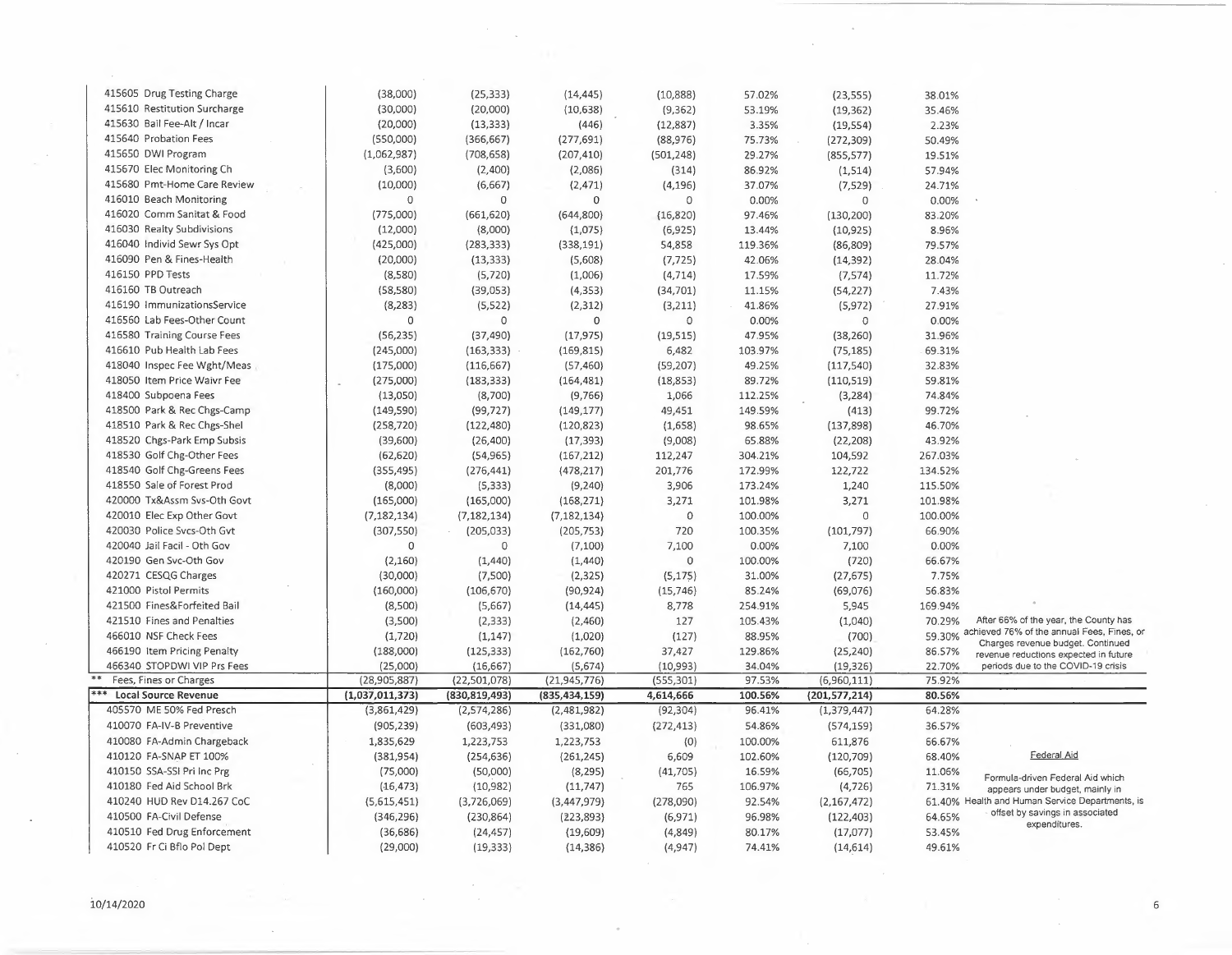| Account | | | | | | | | |
|---|---|---|---|---|---|---|---|---|
| 415605 Drug Testing Charge | (38,000) | (25,333) | (14,445) | (10,888) | 57.02% | (23,555) | 38.01% | |
| 415610 Restitution Surcharge | (30,000) | (20,000) | (10,638) | (9,362) | 53.19% | (19,362) | 35.46% | |
| 415630 Bail Fee-Alt / Incar | (20,000) | (13,333) | (446) | (12,887) | 3.35% | (19,554) | 2.23% | |
| 415640 Probation Fees | (550,000) | (366,667) | (277,691) | (88,976) | 75.73% | (272,309) | 50.49% | |
| 415650 DWI Program | (1,062,987) | (708,658) | (207,410) | (501,248) | 29.27% | (855,577) | 19.51% | |
| 415670 Elec Monitoring Ch | (3,600) | (2,400) | (2,086) | (314) | 86.92% | (1,514) | 57.94% | |
| 415680 Pmt-Home Care Review | (10,000) | (6,667) | (2,471) | (4,196) | 37.07% | (7,529) | 24.71% | |
| 416010 Beach Monitoring | 0 | 0 | 0 | 0 | 0.00% | 0 | 0.00% | |
| 416020 Comm Sanitat & Food | (775,000) | (661,620) | (644,800) | (16,820) | 97.46% | (130,200) | 83.20% | |
| 416030 Realty Subdivisions | (12,000) | (8,000) | (1,075) | (6,925) | 13.44% | (10,925) | 8.96% | |
| 416040 Individ Sewr Sys Opt | (425,000) | (283,333) | (338,191) | 54,858 | 119.36% | (86,809) | 79.57% | |
| 416090 Pen & Fines-Health | (20,000) | (13,333) | (5,608) | (7,725) | 42.06% | (14,392) | 28.04% | |
| 416150 PPD Tests | (8,580) | (5,720) | (1,006) | (4,714) | 17.59% | (7,574) | 11.72% | |
| 416160 TB Outreach | (58,580) | (39,053) | (4,353) | (34,701) | 11.15% | (54,227) | 7.43% | |
| 416190 ImmunizationsService | (8,283) | (5,522) | (2,312) | (3,211) | 41.86% | (5,972) | 27.91% | |
| 416560 Lab Fees-Other Count | 0 | 0 | 0 | 0 | 0.00% | 0 | 0.00% | |
| 416580 Training Course Fees | (56,235) | (37,490) | (17,975) | (19,515) | 47.95% | (38,260) | 31.96% | |
| 416610 Pub Health Lab Fees | (245,000) | (163,333) | (169,815) | 6,482 | 103.97% | (75,185) | 69.31% | |
| 418040 Inspec Fee Wght/Meas | (175,000) | (116,667) | (57,460) | (59,207) | 49.25% | (117,540) | 32.83% | |
| 418050 Item Price Waivr Fee | (275,000) | (183,333) | (164,481) | (18,853) | 89.72% | (110,519) | 59.81% | |
| 418400 Subpoena Fees | (13,050) | (8,700) | (9,766) | 1,066 | 112.25% | (3,284) | 74.84% | |
| 418500 Park & Rec Chgs-Camp | (149,590) | (99,727) | (149,177) | 49,451 | 149.59% | (413) | 99.72% | |
| 418510 Park & Rec Chgs-Shel | (258,720) | (122,480) | (120,823) | (1,658) | 98.65% | (137,898) | 46.70% | |
| 418520 Chgs-Park Emp Subsis | (39,600) | (26,400) | (17,393) | (9,008) | 65.88% | (22,208) | 43.92% | |
| 418530 Golf Chg-Other Fees | (62,620) | (54,965) | (167,212) | 112,247 | 304.21% | 104,592 | 267.03% | |
| 418540 Golf Chg-Greens Fees | (355,495) | (276,441) | (478,217) | 201,776 | 172.99% | 122,722 | 134.52% | |
| 418550 Sale of Forest Prod | (8,000) | (5,333) | (9,240) | 3,906 | 173.24% | 1,240 | 115.50% | |
| 420000 Tx&Assm Svs-Oth Govt | (165,000) | (165,000) | (168,271) | 3,271 | 101.98% | 3,271 | 101.98% | |
| 420010 Elec Exp Other Govt | (7,182,134) | (7,182,134) | (7,182,134) | 0 | 100.00% | 0 | 100.00% | |
| 420030 Police Svcs-Oth Gvt | (307,550) | (205,033) | (205,753) | 720 | 100.35% | (101,797) | 66.90% | |
| 420040 Jail Facil - Oth Gov | 0 | 0 | (7,100) | 7,100 | 0.00% | 7,100 | 0.00% | |
| 420190 Gen Svc-Oth Gov | (2,160) | (1,440) | (1,440) | 0 | 100.00% | (720) | 66.67% | |
| 420271 CESQG Charges | (30,000) | (7,500) | (2,325) | (5,175) | 31.00% | (27,675) | 7.75% | |
| 421000 Pistol Permits | (160,000) | (106,670) | (90,924) | (15,746) | 85.24% | (69,076) | 56.83% | |
| 421500 Fines&Forfeited Bail | (8,500) | (5,667) | (14,445) | 8,778 | 254.91% | 5,945 | 169.94% | |
| 421510 Fines and Penalties | (3,500) | (2,333) | (2,460) | 127 | 105.43% | (1,040) | 70.29% | After 66% of the year, the County has achieved 76% of the annual Fees, Fines, or Charges revenue budget. Continued revenue reductions expected in future periods due to the COVID-19 crisis |
| 466010 NSF Check Fees | (1,720) | (1,147) | (1,020) | (127) | 88.95% | (700) | 59.30% | |
| 466190 Item Pricing Penalty | (188,000) | (125,333) | (162,760) | 37,427 | 129.86% | (25,240) | 86.57% | |
| 466340 STOPDWI VIP Prs Fees | (25,000) | (16,667) | (5,674) | (10,993) | 34.04% | (19,326) | 22.70% | |
| ** Fees, Fines or Charges | (28,905,887) | (22,501,078) | (21,945,776) | (555,301) | 97.53% | (6,960,111) | 75.92% | |
| *** Local Source Revenue | (1,037,011,373) | (830,819,493) | (835,434,159) | 4,614,666 | 100.56% | (201,577,214) | 80.56% | |
| 405570 ME 50% Fed Presch | (3,861,429) | (2,574,286) | (2,481,982) | (92,304) | 96.41% | (1,379,447) | 64.28% | |
| 410070 FA-IV-B Preventive | (905,239) | (603,493) | (331,080) | (272,413) | 54.86% | (574,159) | 36.57% | |
| 410080 FA-Admin Chargeback | 1,835,629 | 1,223,753 | 1,223,753 | (0) | 100.00% | 611,876 | 66.67% | |
| 410120 FA-SNAP ET 100% | (381,954) | (254,636) | (261,245) | 6,609 | 102.60% | (120,709) | 68.40% | Federal Aid |
| 410150 SSA-SSI Pri Inc Prg | (75,000) | (50,000) | (8,295) | (41,705) | 16.59% | (66,705) | 11.06% | Formula-driven Federal Aid which appears under budget, mainly in Health and Human Service Departments, is offset by savings in associated expenditures. |
| 410180 Fed Aid School Brk | (16,473) | (10,982) | (11,747) | 765 | 106.97% | (4,726) | 71.31% | |
| 410240 HUD Rev D14.267 CoC | (5,615,451) | (3,726,069) | (3,447,979) | (278,090) | 92.54% | (2,167,472) | 61.40% | |
| 410500 FA-Civil Defense | (346,296) | (230,864) | (223,893) | (6,971) | 96.98% | (122,403) | 64.65% | |
| 410510 Fed Drug Enforcement | (36,686) | (24,457) | (19,609) | (4,849) | 80.17% | (17,077) | 53.45% | |
| 410520 Fr Ci Bflo Pol Dept | (29,000) | (19,333) | (14,386) | (4,947) | 74.41% | (14,614) | 49.61% | |

10/14/2020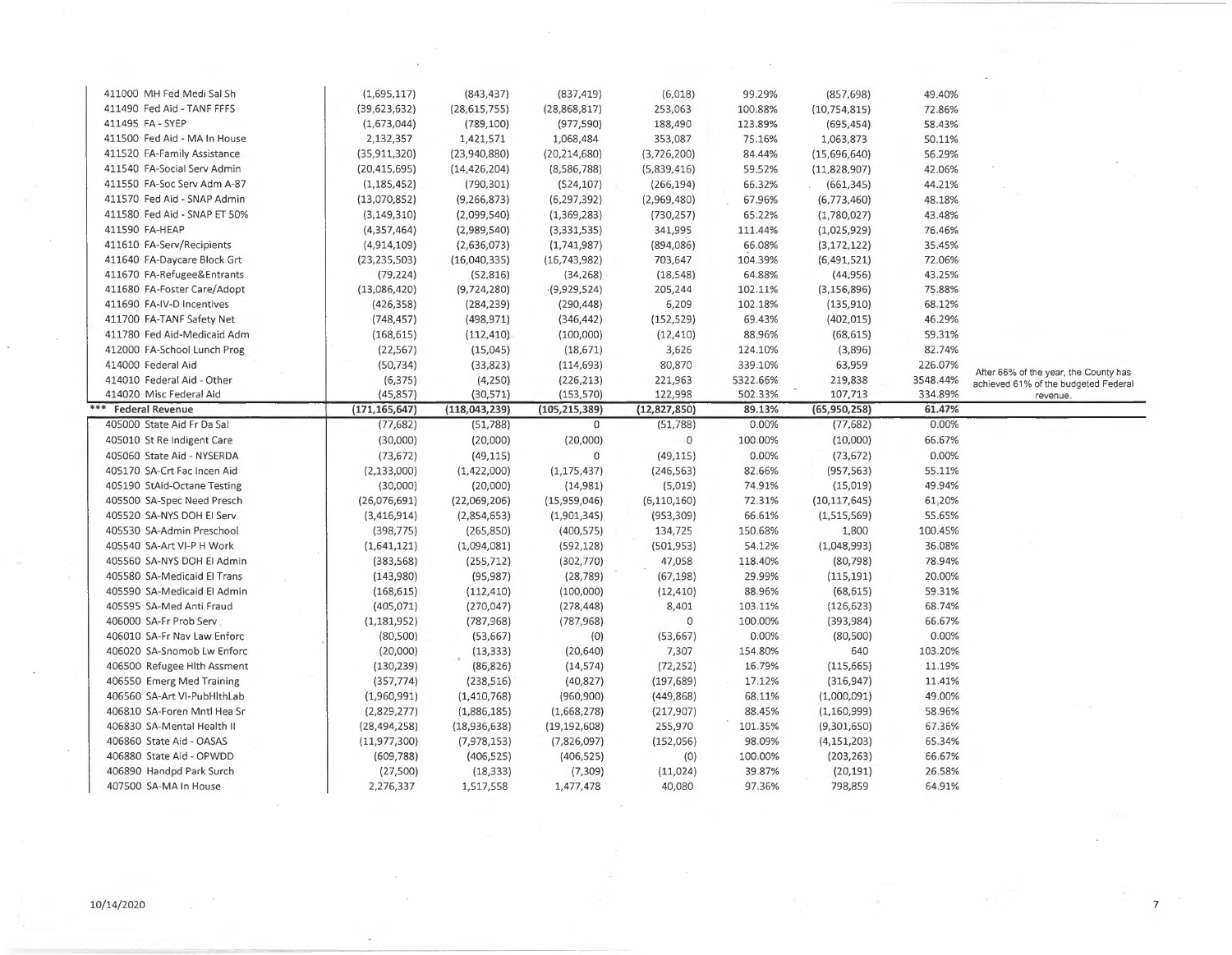| Account | | | | | | | | |
|---|---|---|---|---|---|---|---|---|
| 411000 MH Fed Medi Sal Sh | (1,695,117) | (843,437) | (837,419) | (6,018) | 99.29% | (857,698) | 49.40% | |
| 411490 Fed Aid - TANF FFFS | (39,623,632) | (28,615,755) | (28,868,817) | 253,063 | 100.88% | (10,754,815) | 72.86% | |
| 411495 FA - SYEP | (1,673,044) | (789,100) | (977,590) | 188,490 | 123.89% | (695,454) | 58.43% | |
| 411500 Fed Aid - MA In House | 2,132,357 | 1,421,571 | 1,068,484 | 353,087 | 75.16% | 1,063,873 | 50.11% | |
| 411520 FA-Family Assistance | (35,911,320) | (23,940,880) | (20,214,680) | (3,726,200) | 84.44% | (15,696,640) | 56.29% | |
| 411540 FA-Social Serv Admin | (20,415,695) | (14,426,204) | (8,586,788) | (5,839,416) | 59.52% | (11,828,907) | 42.06% | |
| 411550 FA-Soc Serv Adm A-87 | (1,185,452) | (790,301) | (524,107) | (266,194) | 66.32% | (661,345) | 44.21% | |
| 411570 Fed Aid - SNAP Admin | (13,070,852) | (9,266,873) | (6,297,392) | (2,969,480) | 67.96% | (6,773,460) | 48.18% | |
| 411580 Fed Aid - SNAP ET 50% | (3,149,310) | (2,099,540) | (1,369,283) | (730,257) | 65.22% | (1,780,027) | 43.48% | |
| 411590 FA-HEAP | (4,357,464) | (2,989,540) | (3,331,535) | 341,995 | 111.44% | (1,025,929) | 76.46% | |
| 411610 FA-Serv/Recipients | (4,914,109) | (2,636,073) | (1,741,987) | (894,086) | 66.08% | (3,172,122) | 35.45% | |
| 411640 FA-Daycare Block Grt | (23,235,503) | (16,040,335) | (16,743,982) | 703,647 | 104.39% | (6,491,521) | 72.06% | |
| 411670 FA-Refugee&Entrants | (79,224) | (52,816) | (34,268) | (18,548) | 64.88% | (44,956) | 43.25% | |
| 411680 FA-Foster Care/Adopt | (13,086,420) | (9,724,280) | (9,929,524) | 205,244 | 102.11% | (3,156,896) | 75.88% | |
| 411690 FA-IV-D Incentives | (426,358) | (284,239) | (290,448) | 6,209 | 102.18% | (135,910) | 68.12% | |
| 411700 FA-TANF Safety Net | (748,457) | (498,971) | (346,442) | (152,529) | 69.43% | (402,015) | 46.29% | |
| 411780 Fed Aid-Medicaid Adm | (168,615) | (112,410) | (100,000) | (12,410) | 88.96% | (68,615) | 59.31% | |
| 412000 FA-School Lunch Prog | (22,567) | (15,045) | (18,671) | 3,626 | 124.10% | (3,896) | 82.74% | |
| 414000 Federal Aid | (50,734) | (33,823) | (114,693) | 80,870 | 339.10% | 63,959 | 226.07% | After 66% of the year, the County has achieved 61% of the budgeted Federal revenue. |
| 414010 Federal Aid - Other | (6,375) | (4,250) | (226,213) | 221,963 | 5322.66% | 219,838 | 3548.44% | |
| 414020 Misc Federal Aid | (45,857) | (30,571) | (153,570) | 122,998 | 502.33% | 107,713 | 334.89% | |
| *** Federal Revenue | (171,165,647) | (118,043,239) | (105,215,389) | (12,827,850) | 89.13% | (65,950,258) | 61.47% | |
| 405000 State Aid Fr Da Sal | (77,682) | (51,788) | 0 | (51,788) | 0.00% | (77,682) | 0.00% | |
| 405010 St Re Indigent Care | (30,000) | (20,000) | (20,000) | 0 | 100.00% | (10,000) | 66.67% | |
| 405060 State Aid - NYSERDA | (73,672) | (49,115) | 0 | (49,115) | 0.00% | (73,672) | 0.00% | |
| 405170 SA-Crt Fac Incen Aid | (2,133,000) | (1,422,000) | (1,175,437) | (246,563) | 82.66% | (957,563) | 55.11% | |
| 405190 StAid-Octane Testing | (30,000) | (20,000) | (14,981) | (5,019) | 74.91% | (15,019) | 49.94% | |
| 405500 SA-Spec Need Presch | (26,076,691) | (22,069,206) | (15,959,046) | (6,110,160) | 72.31% | (10,117,645) | 61.20% | |
| 405520 SA-NYS DOH EI Serv | (3,416,914) | (2,854,653) | (1,901,345) | (953,309) | 66.61% | (1,515,569) | 55.65% | |
| 405530 SA-Admin Preschool | (398,775) | (265,850) | (400,575) | 134,725 | 150.68% | 1,800 | 100.45% | |
| 405540 SA-Art VI-P H Work | (1,641,121) | (1,094,081) | (592,128) | (501,953) | 54.12% | (1,048,993) | 36.08% | |
| 405560 SA-NYS DOH EI Admin | (383,568) | (255,712) | (302,770) | 47,058 | 118.40% | (80,798) | 78.94% | |
| 405580 SA-Medicaid EI Trans | (143,980) | (95,987) | (28,789) | (67,198) | 29.99% | (115,191) | 20.00% | |
| 405590 SA-Medicaid EI Admin | (168,615) | (112,410) | (100,000) | (12,410) | 88.96% | (68,615) | 59.31% | |
| 405595 SA-Med Anti Fraud | (405,071) | (270,047) | (278,448) | 8,401 | 103.11% | (126,623) | 68.74% | |
| 406000 SA-Fr Prob Serv | (1,181,952) | (787,968) | (787,968) | 0 | 100.00% | (393,984) | 66.67% | |
| 406010 SA-Fr Nav Law Enforc | (80,500) | (53,667) | (0) | (53,667) | 0.00% | (80,500) | 0.00% | |
| 406020 SA-Snomob Lw Enforc | (20,000) | (13,333) | (20,640) | 7,307 | 154.80% | 640 | 103.20% | |
| 406500 Refugee Hlth Assment | (130,239) | (86,826) | (14,574) | (72,252) | 16.79% | (115,665) | 11.19% | |
| 406550 Emerg Med Training | (357,774) | (238,516) | (40,827) | (197,689) | 17.12% | (316,947) | 11.41% | |
| 406560 SA-Art VI-PubHlthLab | (1,960,991) | (1,410,768) | (960,900) | (449,868) | 68.11% | (1,000,091) | 49.00% | |
| 406810 SA-Foren Mntl Hea Sr | (2,829,277) | (1,886,185) | (1,668,278) | (217,907) | 88.45% | (1,160,999) | 58.96% | |
| 406830 SA-Mental Health II | (28,494,258) | (18,936,638) | (19,192,608) | 255,970 | 101.35% | (9,301,650) | 67.36% | |
| 406860 State Aid - OASAS | (11,977,300) | (7,978,153) | (7,826,097) | (152,056) | 98.09% | (4,151,203) | 65.34% | |
| 406880 State Aid - OPWDD | (609,788) | (406,525) | (406,525) | (0) | 100.00% | (203,263) | 66.67% | |
| 406890 Handpd Park Surch | (27,500) | (18,333) | (7,309) | (11,024) | 39.87% | (20,191) | 26.58% | |
| 407500 SA-MA In House | 2,276,337 | 1,517,558 | 1,477,478 | 40,080 | 97.36% | 798,859 | 64.91% | |

10/14/2020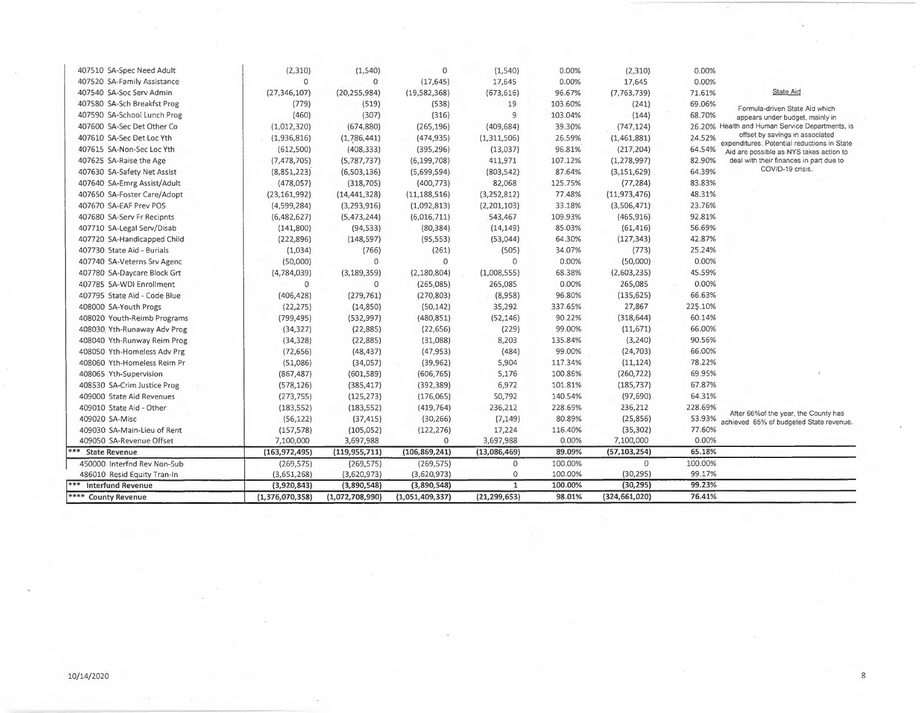| | | | | | | | | |
|---|---|---|---|---|---|---|---|---|
| 407510 SA-Spec Need Adult | (2,310) | (1,540) | 0 | (1,540) | 0.00% | (2,310) | 0.00% | |
| 407520 SA-Family Assistance | 0 | 0 | (17,645) | 17,645 | 0.00% | 17,645 | 0.00% | |
| 407540 SA-Soc Serv Admin | (27,346,107) | (20,255,984) | (19,582,368) | (673,616) | 96.67% | (7,763,739) | 71.61% | State Aid |
| 407580 SA-Sch Breakfst Prog | (779) | (519) | (538) | 19 | 103.60% | (241) | 69.06% | Formula-driven State Aid which appears under budget, mainly in Health and Human Service Departments, is offset by savings in associated expenditures. Potential reductions in State Aid are possible as NYS takes action to deal with their finances in part due to COVID-19 crisis. |
| 407590 SA-School Lunch Prog | (460) | (307) | (316) | 9 | 103.04% | (144) | 68.70% | |
| 407600 SA-Sec Det Other Co | (1,012,320) | (674,880) | (265,196) | (409,684) | 39.30% | (747,124) | 26.20% | |
| 407610 SA-Sec Det Loc Yth | (1,936,816) | (1,786,441) | (474,935) | (1,311,506) | 26.59% | (1,461,881) | 24.52% | |
| 407615 SA-Non-Sec Loc Yth | (612,500) | (408,333) | (395,296) | (13,037) | 96.81% | (217,204) | 64.54% | |
| 407625 SA-Raise the Age | (7,478,705) | (5,787,737) | (6,199,708) | 411,971 | 107.12% | (1,278,997) | 82.90% | |
| 407630 SA-Safety Net Assist | (8,851,223) | (6,503,136) | (5,699,594) | (803,542) | 87.64% | (3,151,629) | 64.39% | |
| 407640 SA-Emrg Assist/Adult | (478,057) | (318,705) | (400,773) | 82,068 | 125.75% | (77,284) | 83.83% | |
| 407650 SA-Foster Care/Adopt | (23,161,992) | (14,441,328) | (11,188,516) | (3,252,812) | 77.48% | (11,973,476) | 48.31% | |
| 407670 SA-EAF Prev POS | (4,599,284) | (3,293,916) | (1,092,813) | (2,201,103) | 33.18% | (3,506,471) | 23.76% | |
| 407680 SA-Serv Fr Recipnts | (6,482,627) | (5,473,244) | (6,016,711) | 543,467 | 109.93% | (465,916) | 92.81% | |
| 407710 SA-Legal Serv/Disab | (141,800) | (94,533) | (80,384) | (14,149) | 85.03% | (61,416) | 56.69% | |
| 407720 SA-Handicapped Child | (222,896) | (148,597) | (95,553) | (53,044) | 64.30% | (127,343) | 42.87% | |
| 407730 State Aid - Burials | (1,034) | (766) | (261) | (505) | 34.07% | (773) | 25.24% | |
| 407740 SA-Veterns Srv Agenc | (50,000) | 0 | 0 | 0 | 0.00% | (50,000) | 0.00% | |
| 407780 SA-Daycare Block Grt | (4,784,039) | (3,189,359) | (2,180,804) | (1,008,555) | 68.38% | (2,603,235) | 45.59% | |
| 407785 SA-WDI Enrollment | 0 | 0 | (265,085) | 265,085 | 0.00% | 265,085 | 0.00% | |
| 407795 State Aid - Code Blue | (406,428) | (279,761) | (270,803) | (8,958) | 96.80% | (135,625) | 66.63% | |
| 408000 SA-Youth Progs | (22,275) | (14,850) | (50,142) | 35,292 | 337.65% | 27,867 | 225.10% | |
| 408020 Youth-Reimb Programs | (799,495) | (532,997) | (480,851) | (52,146) | 90.22% | (318,644) | 60.14% | |
| 408030 Yth-Runaway Adv Prog | (34,327) | (22,885) | (22,656) | (229) | 99.00% | (11,671) | 66.00% | |
| 408040 Yth-Runway Reim Prog | (34,328) | (22,885) | (31,088) | 8,203 | 135.84% | (3,240) | 90.56% | |
| 408050 Yth-Homeless Adv Prg | (72,656) | (48,437) | (47,953) | (484) | 99.00% | (24,703) | 66.00% | |
| 408060 Yth-Homeless Reim Pr | (51,086) | (34,057) | (39,962) | 5,904 | 117.34% | (11,124) | 78.22% | |
| 408065 Yth-Supervision | (867,487) | (601,589) | (606,765) | 5,176 | 100.86% | (260,722) | 69.95% | |
| 408530 SA-Crim Justice Prog | (578,126) | (385,417) | (392,389) | 6,972 | 101.81% | (185,737) | 67.87% | |
| 409000 State Aid Revenues | (273,755) | (125,273) | (176,065) | 50,792 | 140.54% | (97,690) | 64.31% | |
| 409010 State Aid - Other | (183,552) | (183,552) | (419,764) | 236,212 | 228.69% | 236,212 | 228.69% | |
| 409020 SA-Misc | (56,122) | (37,415) | (30,266) | (7,149) | 80.89% | (25,856) | 53.93% | After 66%of the year, the County has achieved 65% of budgeted State revenue. |
| 409030 SA-Main-Lieu of Rent | (157,578) | (105,052) | (122,276) | 17,224 | 116.40% | (35,302) | 77.60% | |
| 409050 SA-Revenue Offset | 7,100,000 | 3,697,988 | 0 | 3,697,988 | 0.00% | 7,100,000 | 0.00% | |
| **\*\*\* State Revenue** | **(163,972,495)** | **(119,955,711)** | **(106,869,241)** | **(13,086,469)** | **89.09%** | **(57,103,254)** | **65.18%** | |
| 450000 Interfnd Rev Non-Sub | (269,575) | (269,575) | (269,575) | 0 | 100.00% | 0 | 100.00% | |
| 486010 Resid Equity Tran-In | (3,651,268) | (3,620,973) | (3,620,973) | 0 | 100.00% | (30,295) | 99.17% | |
| **\*\*\* Interfund Revenue** | **(3,920,843)** | **(3,890,548)** | **(3,890,548)** | **1** | **100.00%** | **(30,295)** | **99.23%** | |
| **\*\*\*\* County Revenue** | **(1,376,070,358)** | **(1,072,708,990)** | **(1,051,409,337)** | **(21,299,653)** | **98.01%** | **(324,661,020)** | **76.41%** | |

10/14/2020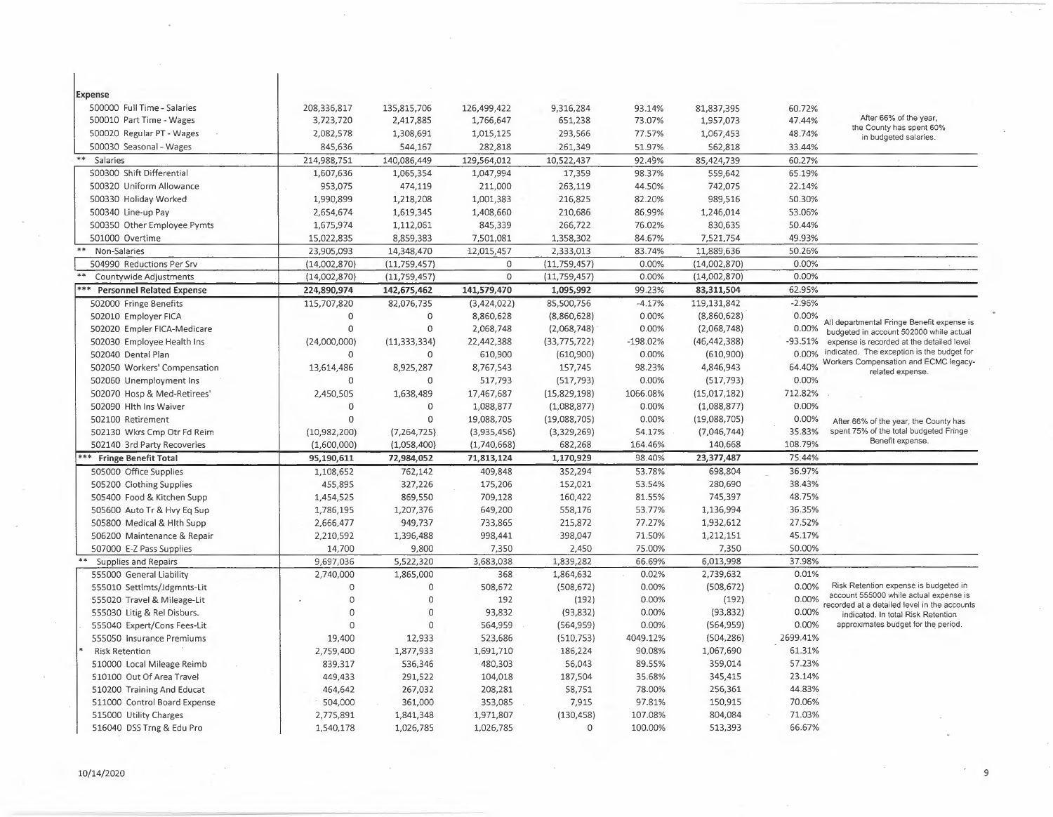| Expense | | | | | | | | |
|---|---|---|---|---|---|---|---|---|
| 500000 Full Time - Salaries | 208,336,817 | 135,815,706 | 126,499,422 | 9,316,284 | 93.14% | 81,837,395 | 60.72% | After 66% of the year, the County has spent 60% in budgeted salaries. |
| 500010 Part Time - Wages | 3,723,720 | 2,417,885 | 1,766,647 | 651,238 | 73.07% | 1,957,073 | 47.44% | |
| 500020 Regular PT - Wages | 2,082,578 | 1,308,691 | 1,015,125 | 293,566 | 77.57% | 1,067,453 | 48.74% | |
| 500030 Seasonal - Wages | 845,636 | 544,167 | 282,818 | 261,349 | 51.97% | 562,818 | 33.44% | |
| ** Salaries | 214,988,751 | 140,086,449 | 129,564,012 | 10,522,437 | 92.49% | 85,424,739 | 60.27% | |
| 500300 Shift Differential | 1,607,636 | 1,065,354 | 1,047,994 | 17,359 | 98.37% | 559,642 | 65.19% | |
| 500320 Uniform Allowance | 953,075 | 474,119 | 211,000 | 263,119 | 44.50% | 742,075 | 22.14% | |
| 500330 Holiday Worked | 1,990,899 | 1,218,208 | 1,001,383 | 216,825 | 82.20% | 989,516 | 50.30% | |
| 500340 Line-up Pay | 2,654,674 | 1,619,345 | 1,408,660 | 210,686 | 86.99% | 1,246,014 | 53.06% | |
| 500350 Other Employee Pymts | 1,675,974 | 1,112,061 | 845,339 | 266,722 | 76.02% | 830,635 | 50.44% | |
| 501000 Overtime | 15,022,835 | 8,859,383 | 7,501,081 | 1,358,302 | 84.67% | 7,521,754 | 49.93% | |
| ** Non-Salaries | 23,905,093 | 14,348,470 | 12,015,457 | 2,333,013 | 83.74% | 11,889,636 | 50.26% | |
| 504990 Reductions Per Srv | (14,002,870) | (11,759,457) | 0 | (11,759,457) | 0.00% | (14,002,870) | 0.00% | |
| ** Countywide Adjustments | (14,002,870) | (11,759,457) | 0 | (11,759,457) | 0.00% | (14,002,870) | 0.00% | |
| *** Personnel Related Expense | 224,890,974 | 142,675,462 | 141,579,470 | 1,095,992 | 99.23% | 83,311,504 | 62.95% | |
| 502000 Fringe Benefits | 115,707,820 | 82,076,735 | (3,424,022) | 85,500,756 | -4.17% | 119,131,842 | -2.96% | |
| 502010 Employer FICA | 0 | 0 | 8,860,628 | (8,860,628) | 0.00% | (8,860,628) | 0.00% | All departmental Fringe Benefit expense is budgeted in account 502000 while actual expense is recorded at the detailed level indicated. The exception is the budget for Workers Compensation and ECMC legacy-related expense. |
| 502020 Empler FICA-Medicare | 0 | 0 | 2,068,748 | (2,068,748) | 0.00% | (2,068,748) | 0.00% | |
| 502030 Employee Health Ins | (24,000,000) | (11,333,334) | 22,442,388 | (33,775,722) | -198.02% | (46,442,388) | -93.51% | |
| 502040 Dental Plan | 0 | 0 | 610,900 | (610,900) | 0.00% | (610,900) | 0.00% | |
| 502050 Workers' Compensation | 13,614,486 | 8,925,287 | 8,767,543 | 157,745 | 98.23% | 4,846,943 | 64.40% | |
| 502060 Unemployment Ins | 0 | 0 | 517,793 | (517,793) | 0.00% | (517,793) | 0.00% | |
| 502070 Hosp & Med-Retirees' | 2,450,505 | 1,638,489 | 17,467,687 | (15,829,198) | 1066.08% | (15,017,182) | 712.82% | |
| 502090 Hlth Ins Waiver | 0 | 0 | 1,088,877 | (1,088,877) | 0.00% | (1,088,877) | 0.00% | |
| 502100 Retirement | 0 | 0 | 19,088,705 | (19,088,705) | 0.00% | (19,088,705) | 0.00% | After 66% of the year, the County has spent 75% of the total budgeted Fringe Benefit expense. |
| 502130 Wkrs Cmp Otr Fd Reim | (10,982,200) | (7,264,725) | (3,935,456) | (3,329,269) | 54.17% | (7,046,744) | 35.83% | |
| 502140 3rd Party Recoveries | (1,600,000) | (1,058,400) | (1,740,668) | 682,268 | 164.46% | 140,668 | 108.79% | |
| *** Fringe Benefit Total | 95,190,611 | 72,984,052 | 71,813,124 | 1,170,929 | 98.40% | 23,377,487 | 75.44% | |
| 505000 Office Supplies | 1,108,652 | 762,142 | 409,848 | 352,294 | 53.78% | 698,804 | 36.97% | |
| 505200 Clothing Supplies | 455,895 | 327,226 | 175,206 | 152,021 | 53.54% | 280,690 | 38.43% | |
| 505400 Food & Kitchen Supp | 1,454,525 | 869,550 | 709,128 | 160,422 | 81.55% | 745,397 | 48.75% | |
| 505600 Auto Tr & Hvy Eq Sup | 1,786,195 | 1,207,376 | 649,200 | 558,176 | 53.77% | 1,136,994 | 36.35% | |
| 505800 Medical & Hlth Supp | 2,666,477 | 949,737 | 733,865 | 215,872 | 77.27% | 1,932,612 | 27.52% | |
| 506200 Maintenance & Repair | 2,210,592 | 1,396,488 | 998,441 | 398,047 | 71.50% | 1,212,151 | 45.17% | |
| 507000 E-Z Pass Supplies | 14,700 | 9,800 | 7,350 | 2,450 | 75.00% | 7,350 | 50.00% | |
| ** Supplies and Repairs | 9,697,036 | 5,522,320 | 3,683,038 | 1,839,282 | 66.69% | 6,013,998 | 37.98% | |
| 555000 General Liability | 2,740,000 | 1,865,000 | 368 | 1,864,632 | 0.02% | 2,739,632 | 0.01% | |
| 555010 Settlmts/Jdgmnts-Lit | 0 | 0 | 508,672 | (508,672) | 0.00% | (508,672) | 0.00% | Risk Retention expense is budgeted in account 555000 while actual expense is recorded at a detailed level in the accounts indicated. In total Risk Retention approximates budget for the period. |
| 555020 Travel & Mileage-Lit | 0 | 0 | 192 | (192) | 0.00% | (192) | 0.00% | |
| 555030 Litig & Rel Disburs. | 0 | 0 | 93,832 | (93,832) | 0.00% | (93,832) | 0.00% | |
| 555040 Expert/Cons Fees-Lit | 0 | 0 | 564,959 | (564,959) | 0.00% | (564,959) | 0.00% | |
| 555050 Insurance Premiums | 19,400 | 12,933 | 523,686 | (510,753) | 4049.12% | (504,286) | 2699.41% | |
| * Risk Retention | 2,759,400 | 1,877,933 | 1,691,710 | 186,224 | 90.08% | 1,067,690 | 61.31% | |
| 510000 Local Mileage Reimb | 839,317 | 536,346 | 480,303 | 56,043 | 89.55% | 359,014 | 57.23% | |
| 510100 Out Of Area Travel | 449,433 | 291,522 | 104,018 | 187,504 | 35.68% | 345,415 | 23.14% | |
| 510200 Training And Educat | 464,642 | 267,032 | 208,281 | 58,751 | 78.00% | 256,361 | 44.83% | |
| 511000 Control Board Expense | 504,000 | 361,000 | 353,085 | 7,915 | 97.81% | 150,915 | 70.06% | |
| 515000 Utility Charges | 2,775,891 | 1,841,348 | 1,971,807 | (130,458) | 107.08% | 804,084 | 71.03% | |
| 516040 DSS Trng & Edu Pro | 1,540,178 | 1,026,785 | 1,026,785 | 0 | 100.00% | 513,393 | 66.67% | |

10/14/2020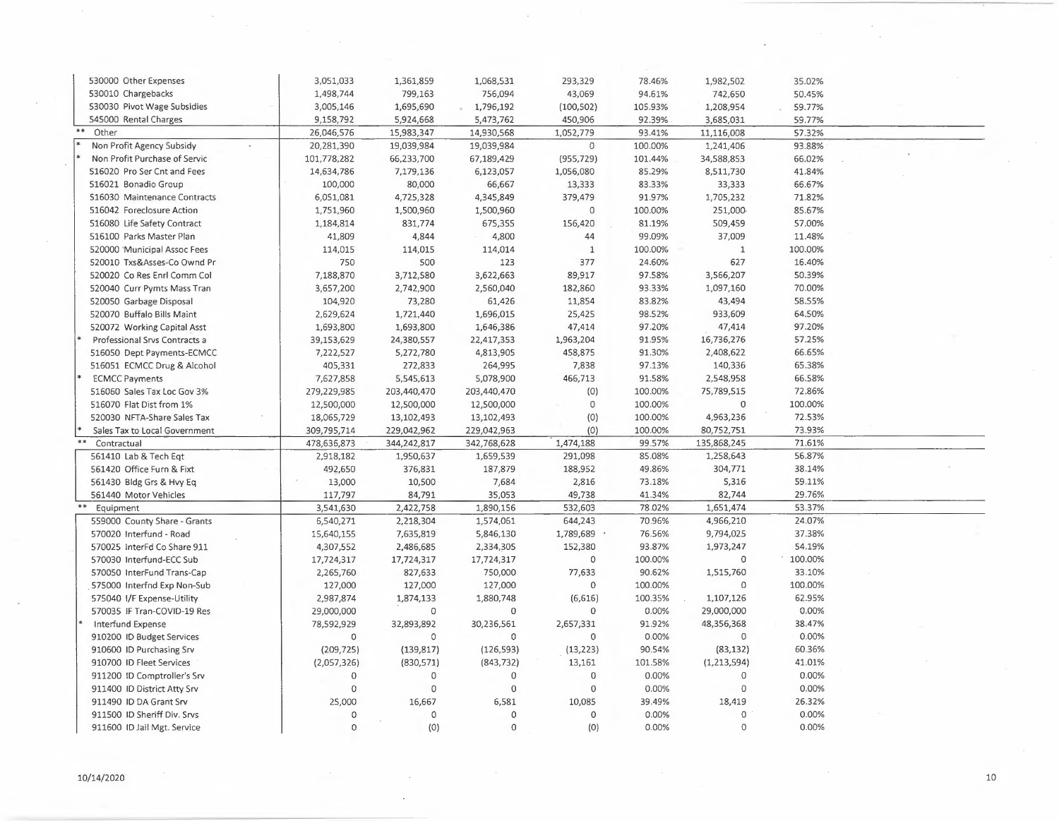| | | | | | | | |
|---|---|---|---|---|---|---|---|
| | 530000 Other Expenses | 3,051,033 | 1,361,859 | 1,068,531 | 293,329 | 78.46% | 1,982,502 | 35.02% |
| | 530010 Chargebacks | 1,498,744 | 799,163 | 756,094 | 43,069 | 94.61% | 742,650 | 50.45% |
| | 530030 Pivot Wage Subsidies | 3,005,146 | 1,695,690 | 1,796,192 | (100,502) | 105.93% | 1,208,954 | 59.77% |
| | 545000 Rental Charges | 9,158,792 | 5,924,668 | 5,473,762 | 450,906 | 92.39% | 3,685,031 | 59.77% |
| ** | Other | 26,046,576 | 15,983,347 | 14,930,568 | 1,052,779 | 93.41% | 11,116,008 | 57.32% |
| * | Non Profit Agency Subsidy | 20,281,390 | 19,039,984 | 19,039,984 | 0 | 100.00% | 1,241,406 | 93.88% |
| * | Non Profit Purchase of Servic | 101,778,282 | 66,233,700 | 67,189,429 | (955,729) | 101.44% | 34,588,853 | 66.02% |
| | 516020 Pro Ser Cnt and Fees | 14,634,786 | 7,179,136 | 6,123,057 | 1,056,080 | 85.29% | 8,511,730 | 41.84% |
| | 516021 Bonadio Group | 100,000 | 80,000 | 66,667 | 13,333 | 83.33% | 33,333 | 66.67% |
| | 516030 Maintenance Contracts | 6,051,081 | 4,725,328 | 4,345,849 | 379,479 | 91.97% | 1,705,232 | 71.82% |
| | 516042 Foreclosure Action | 1,751,960 | 1,500,960 | 1,500,960 | 0 | 100.00% | 251,000 | 85.67% |
| | 516080 Life Safety Contract | 1,184,814 | 831,774 | 675,355 | 156,420 | 81.19% | 509,459 | 57.00% |
| | 516100 Parks Master Plan | 41,809 | 4,844 | 4,800 | 44 | 99.09% | 37,009 | 11.48% |
| | 520000 Municipal Assoc Fees | 114,015 | 114,015 | 114,014 | 1 | 100.00% | 1 | 100.00% |
| | 520010 Txs&Asses-Co Ownd Pr | 750 | 500 | 123 | 377 | 24.60% | 627 | 16.40% |
| | 520020 Co Res Enrl Comm Col | 7,188,870 | 3,712,580 | 3,622,663 | 89,917 | 97.58% | 3,566,207 | 50.39% |
| | 520040 Curr Pymts Mass Tran | 3,657,200 | 2,742,900 | 2,560,040 | 182,860 | 93.33% | 1,097,160 | 70.00% |
| | 520050 Garbage Disposal | 104,920 | 73,280 | 61,426 | 11,854 | 83.82% | 43,494 | 58.55% |
| | 520070 Buffalo Bills Maint | 2,629,624 | 1,721,440 | 1,696,015 | 25,425 | 98.52% | 933,609 | 64.50% |
| | 520072 Working Capital Asst | 1,693,800 | 1,693,800 | 1,646,386 | 47,414 | 97.20% | 47,414 | 97.20% |
| * | Professional Srvs Contracts a | 39,153,629 | 24,380,557 | 22,417,353 | 1,963,204 | 91.95% | 16,736,276 | 57.25% |
| | 516050 Dept Payments-ECMCC | 7,222,527 | 5,272,780 | 4,813,905 | 458,875 | 91.30% | 2,408,622 | 66.65% |
| | 516051 ECMCC Drug & Alcohol | 405,331 | 272,833 | 264,995 | 7,838 | 97.13% | 140,336 | 65.38% |
| * | ECMCC Payments | 7,627,858 | 5,545,613 | 5,078,900 | 466,713 | 91.58% | 2,548,958 | 66.58% |
| | 516060 Sales Tax Loc Gov 3% | 279,229,985 | 203,440,470 | 203,440,470 | (0) | 100.00% | 75,789,515 | 72.86% |
| | 516070 Flat Dist from 1% | 12,500,000 | 12,500,000 | 12,500,000 | 0 | 100.00% | 0 | 100.00% |
| | 520030 NFTA-Share Sales Tax | 18,065,729 | 13,102,493 | 13,102,493 | (0) | 100.00% | 4,963,236 | 72.53% |
| * | Sales Tax to Local Government | 309,795,714 | 229,042,962 | 229,042,963 | (0) | 100.00% | 80,752,751 | 73.93% |
| ** | Contractual | 478,636,873 | 344,242,817 | 342,768,628 | 1,474,188 | 99.57% | 135,868,245 | 71.61% |
| | 561410 Lab & Tech Eqt | 2,918,182 | 1,950,637 | 1,659,539 | 291,098 | 85.08% | 1,258,643 | 56.87% |
| | 561420 Office Furn & Fixt | 492,650 | 376,831 | 187,879 | 188,952 | 49.86% | 304,771 | 38.14% |
| | 561430 Bldg Grs & Hvy Eq | 13,000 | 10,500 | 7,684 | 2,816 | 73.18% | 5,316 | 59.11% |
| | 561440 Motor Vehicles | 117,797 | 84,791 | 35,053 | 49,738 | 41.34% | 82,744 | 29.76% |
| ** | Equipment | 3,541,630 | 2,422,758 | 1,890,156 | 532,603 | 78.02% | 1,651,474 | 53.37% |
| | 559000 County Share - Grants | 6,540,271 | 2,218,304 | 1,574,061 | 644,243 | 70.96% | 4,966,210 | 24.07% |
| | 570020 Interfund - Road | 15,640,155 | 7,635,819 | 5,846,130 | 1,789,689 | 76.56% | 9,794,025 | 37.38% |
| | 570025 InterFd Co Share 911 | 4,307,552 | 2,486,685 | 2,334,305 | 152,380 | 93.87% | 1,973,247 | 54.19% |
| | 570030 Interfund-ECC Sub | 17,724,317 | 17,724,317 | 17,724,317 | 0 | 100.00% | 0 | 100.00% |
| | 570050 InterFund Trans-Cap | 2,265,760 | 827,633 | 750,000 | 77,633 | 90.62% | 1,515,760 | 33.10% |
| | 575000 Interfnd Exp Non-Sub | 127,000 | 127,000 | 127,000 | 0 | 100.00% | 0 | 100.00% |
| | 575040 I/F Expense-Utility | 2,987,874 | 1,874,133 | 1,880,748 | (6,616) | 100.35% | 1,107,126 | 62.95% |
| | 570035 IF Tran-COVID-19 Res | 29,000,000 | 0 | 0 | 0 | 0.00% | 29,000,000 | 0.00% |
| * | Interfund Expense | 78,592,929 | 32,893,892 | 30,236,561 | 2,657,331 | 91.92% | 48,356,368 | 38.47% |
| | 910200 ID Budget Services | 0 | 0 | 0 | 0 | 0.00% | 0 | 0.00% |
| | 910600 ID Purchasing Srv | (209,725) | (139,817) | (126,593) | (13,223) | 90.54% | (83,132) | 60.36% |
| | 910700 ID Fleet Services | (2,057,326) | (830,571) | (843,732) | 13,161 | 101.58% | (1,213,594) | 41.01% |
| | 911200 ID Comptroller's Srv | 0 | 0 | 0 | 0 | 0.00% | 0 | 0.00% |
| | 911400 ID District Atty Srv | 0 | 0 | 0 | 0 | 0.00% | 0 | 0.00% |
| | 911490 ID DA Grant Srv | 25,000 | 16,667 | 6,581 | 10,085 | 39.49% | 18,419 | 26.32% |
| | 911500 ID Sheriff Div. Srvs | 0 | 0 | 0 | 0 | 0.00% | 0 | 0.00% |
| | 911600 ID Jail Mgt. Service | 0 | (0) | 0 | (0) | 0.00% | 0 | 0.00% |

10/14/2020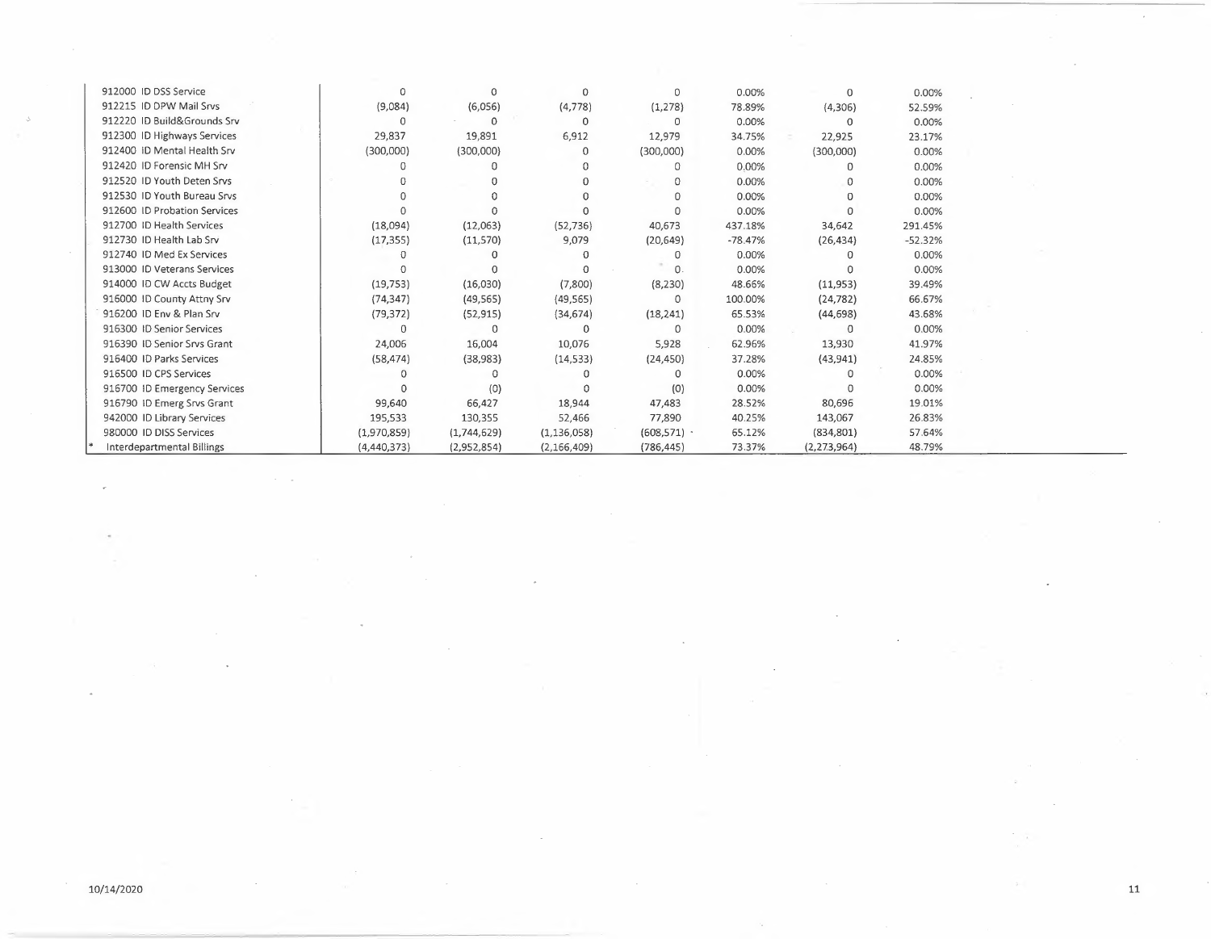| | | | | | | | |
|---|---|---|---|---|---|---|---|
| 912000 ID DSS Service | 0 | 0 | 0 | 0 | 0.00% | 0 | 0.00% |
| 912215 ID DPW Mail Srvs | (9,084) | (6,056) | (4,778) | (1,278) | 78.89% | (4,306) | 52.59% |
| 912220 ID Build&Grounds Srv | 0 | 0 | 0 | 0 | 0.00% | 0 | 0.00% |
| 912300 ID Highways Services | 29,837 | 19,891 | 6,912 | 12,979 | 34.75% | 22,925 | 23.17% |
| 912400 ID Mental Health Srv | (300,000) | (300,000) | 0 | (300,000) | 0.00% | (300,000) | 0.00% |
| 912420 ID Forensic MH Srv | 0 | 0 | 0 | 0 | 0.00% | 0 | 0.00% |
| 912520 ID Youth Deten Srvs | 0 | 0 | 0 | 0 | 0.00% | 0 | 0.00% |
| 912530 ID Youth Bureau Srvs | 0 | 0 | 0 | 0 | 0.00% | 0 | 0.00% |
| 912600 ID Probation Services | 0 | 0 | 0 | 0 | 0.00% | 0 | 0.00% |
| 912700 ID Health Services | (18,094) | (12,063) | (52,736) | 40,673 | 437.18% | 34,642 | 291.45% |
| 912730 ID Health Lab Srv | (17,355) | (11,570) | 9,079 | (20,649) | -78.47% | (26,434) | -52.32% |
| 912740 ID Med Ex Services | 0 | 0 | 0 | 0 | 0.00% | 0 | 0.00% |
| 913000 ID Veterans Services | 0 | 0 | 0 | 0 | 0.00% | 0 | 0.00% |
| 914000 ID CW Accts Budget | (19,753) | (16,030) | (7,800) | (8,230) | 48.66% | (11,953) | 39.49% |
| 916000 ID County Attny Srv | (74,347) | (49,565) | (49,565) | 0 | 100.00% | (24,782) | 66.67% |
| 916200 ID Env & Plan Srv | (79,372) | (52,915) | (34,674) | (18,241) | 65.53% | (44,698) | 43.68% |
| 916300 ID Senior Services | 0 | 0 | 0 | 0 | 0.00% | 0 | 0.00% |
| 916390 ID Senior Srvs Grant | 24,006 | 16,004 | 10,076 | 5,928 | 62.96% | 13,930 | 41.97% |
| 916400 ID Parks Services | (58,474) | (38,983) | (14,533) | (24,450) | 37.28% | (43,941) | 24.85% |
| 916500 ID CPS Services | 0 | 0 | 0 | 0 | 0.00% | 0 | 0.00% |
| 916700 ID Emergency Services | 0 | (0) | 0 | (0) | 0.00% | 0 | 0.00% |
| 916790 ID Emerg Srvs Grant | 99,640 | 66,427 | 18,944 | 47,483 | 28.52% | 80,696 | 19.01% |
| 942000 ID Library Services | 195,533 | 130,355 | 52,466 | 77,890 | 40.25% | 143,067 | 26.83% |
| 980000 ID DISS Services | (1,970,859) | (1,744,629) | (1,136,058) | (608,571) | 65.12% | (834,801) | 57.64% |
| Interdepartmental Billings | (4,440,373) | (2,952,854) | (2,166,409) | (786,445) | 73.37% | (2,273,964) | 48.79% |

10/14/2020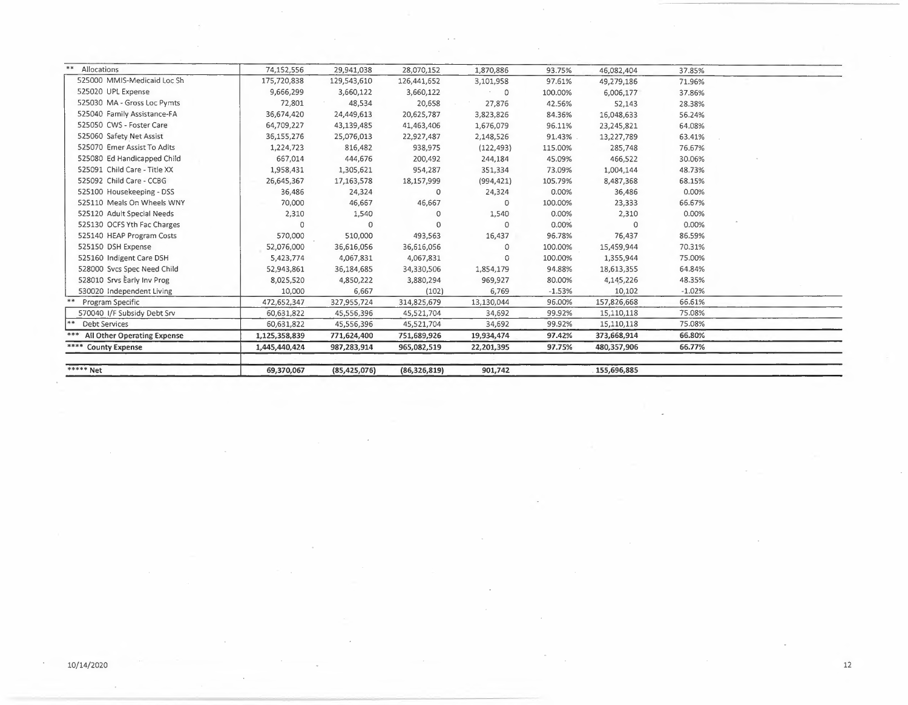| | | | | | | | |
|---|---|---|---|---|---|---|---|
| ** Allocations | 74,152,556 | 29,941,038 | 28,070,152 | 1,870,886 | 93.75% | 46,082,404 | 37.85% |
| 525000 MMIS-Medicaid Loc Sh | 175,720,838 | 129,543,610 | 126,441,652 | 3,101,958 | 97.61% | 49,279,186 | 71.96% |
| 525020 UPL Expense | 9,666,299 | 3,660,122 | 3,660,122 | 0 | 100.00% | 6,006,177 | 37.86% |
| 525030 MA - Gross Loc Pymts | 72,801 | 48,534 | 20,658 | 27,876 | 42.56% | 52,143 | 28.38% |
| 525040 Family Assistance-FA | 36,674,420 | 24,449,613 | 20,625,787 | 3,823,826 | 84.36% | 16,048,633 | 56.24% |
| 525050 CWS - Foster Care | 64,709,227 | 43,139,485 | 41,463,406 | 1,676,079 | 96.11% | 23,245,821 | 64.08% |
| 525060 Safety Net Assist | 36,155,276 | 25,076,013 | 22,927,487 | 2,148,526 | 91.43% | 13,227,789 | 63.41% |
| 525070 Emer Assist To Adlts | 1,224,723 | 816,482 | 938,975 | (122,493) | 115.00% | 285,748 | 76.67% |
| 525080 Ed Handicapped Child | 667,014 | 444,676 | 200,492 | 244,184 | 45.09% | 466,522 | 30.06% |
| 525091 Child Care - Title XX | 1,958,431 | 1,305,621 | 954,287 | 351,334 | 73.09% | 1,004,144 | 48.73% |
| 525092 Child Care - CCBG | 26,645,367 | 17,163,578 | 18,157,999 | (994,421) | 105.79% | 8,487,368 | 68.15% |
| 525100 Housekeeping - DSS | 36,486 | 24,324 | 0 | 24,324 | 0.00% | 36,486 | 0.00% |
| 525110 Meals On Wheels WNY | 70,000 | 46,667 | 46,667 | 0 | 100.00% | 23,333 | 66.67% |
| 525120 Adult Special Needs | 2,310 | 1,540 | 0 | 1,540 | 0.00% | 2,310 | 0.00% |
| 525130 OCFS Yth Fac Charges | 0 | 0 | 0 | 0 | 0.00% | 0 | 0.00% |
| 525140 HEAP Program Costs | 570,000 | 510,000 | 493,563 | 16,437 | 96.78% | 76,437 | 86.59% |
| 525150 DSH Expense | 52,076,000 | 36,616,056 | 36,616,056 | 0 | 100.00% | 15,459,944 | 70.31% |
| 525160 Indigent Care DSH | 5,423,774 | 4,067,831 | 4,067,831 | 0 | 100.00% | 1,355,944 | 75.00% |
| 528000 Svcs Spec Need Child | 52,943,861 | 36,184,685 | 34,330,506 | 1,854,179 | 94.88% | 18,613,355 | 64.84% |
| 528010 Srvs Early Inv Prog | 8,025,520 | 4,850,222 | 3,880,294 | 969,927 | 80.00% | 4,145,226 | 48.35% |
| 530020 Independent Living | 10,000 | 6,667 | (102) | 6,769 | -1.53% | 10,102 | -1.02% |
| ** Program Specific | 472,652,347 | 327,955,724 | 314,825,679 | 13,130,044 | 96.00% | 157,826,668 | 66.61% |
| 570040 I/F Subsidy Debt Srv | 60,631,822 | 45,556,396 | 45,521,704 | 34,692 | 99.92% | 15,110,118 | 75.08% |
| ** Debt Services | 60,631,822 | 45,556,396 | 45,521,704 | 34,692 | 99.92% | 15,110,118 | 75.08% |
| *** All Other Operating Expense | 1,125,358,839 | 771,624,400 | 751,689,926 | 19,934,474 | 97.42% | 373,668,914 | 66.80% |
| **** County Expense | 1,445,440,424 | 987,283,914 | 965,082,519 | 22,201,395 | 97.75% | 480,357,906 | 66.77% |
| ***** Net | 69,370,067 | (85,425,076) | (86,326,819) | 901,742 | | 155,696,885 | |

10/14/2020